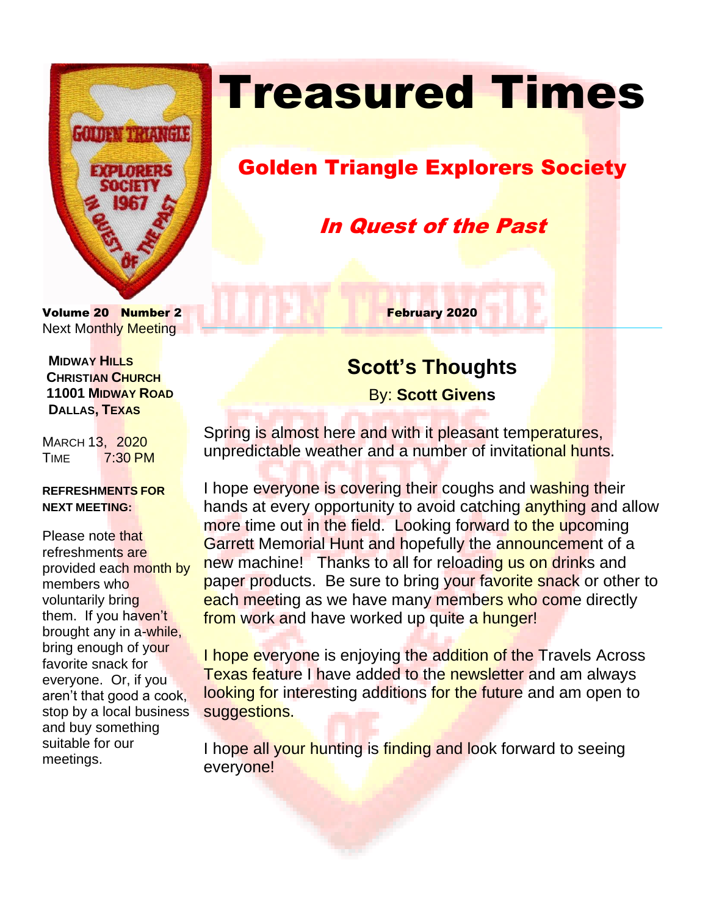# Treasured Times

## Golden Triangle Explorers Society

### *In Quest of the Past*

**Volume 20 Number 2** **February 2020**

Next Monthly Meeting

**MIDWAY HILLS CHRISTIAN CHURCH**
**11001 MIDWAY ROAD**
**DALLAS, TEXAS**

MARCH 13, 2020
TIME 7:30 PM

**REFRESHMENTS FOR NEXT MEETING:**

Please note that refreshments are provided each month by members who voluntarily bring them. If you haven't brought any in a-while, bring enough of your favorite snack for everyone. Or, if you aren't that good a cook, stop by a local business and buy something suitable for our meetings.

## Scott's Thoughts

By: **Scott Givens**

Spring is almost here and with it pleasant temperatures, unpredictable weather and a number of invitational hunts.

I hope everyone is covering their coughs and washing their hands at every opportunity to avoid catching anything and allow more time out in the field. Looking forward to the upcoming Garrett Memorial Hunt and hopefully the announcement of a new machine! Thanks to all for reloading us on drinks and paper products. Be sure to bring your favorite snack or other to each meeting as we have many members who come directly from work and have worked up quite a hunger!

I hope everyone is enjoying the addition of the Travels Across Texas feature I have added to the newsletter and am always looking for interesting additions for the future and am open to suggestions.

I hope all your hunting is finding and look forward to seeing everyone!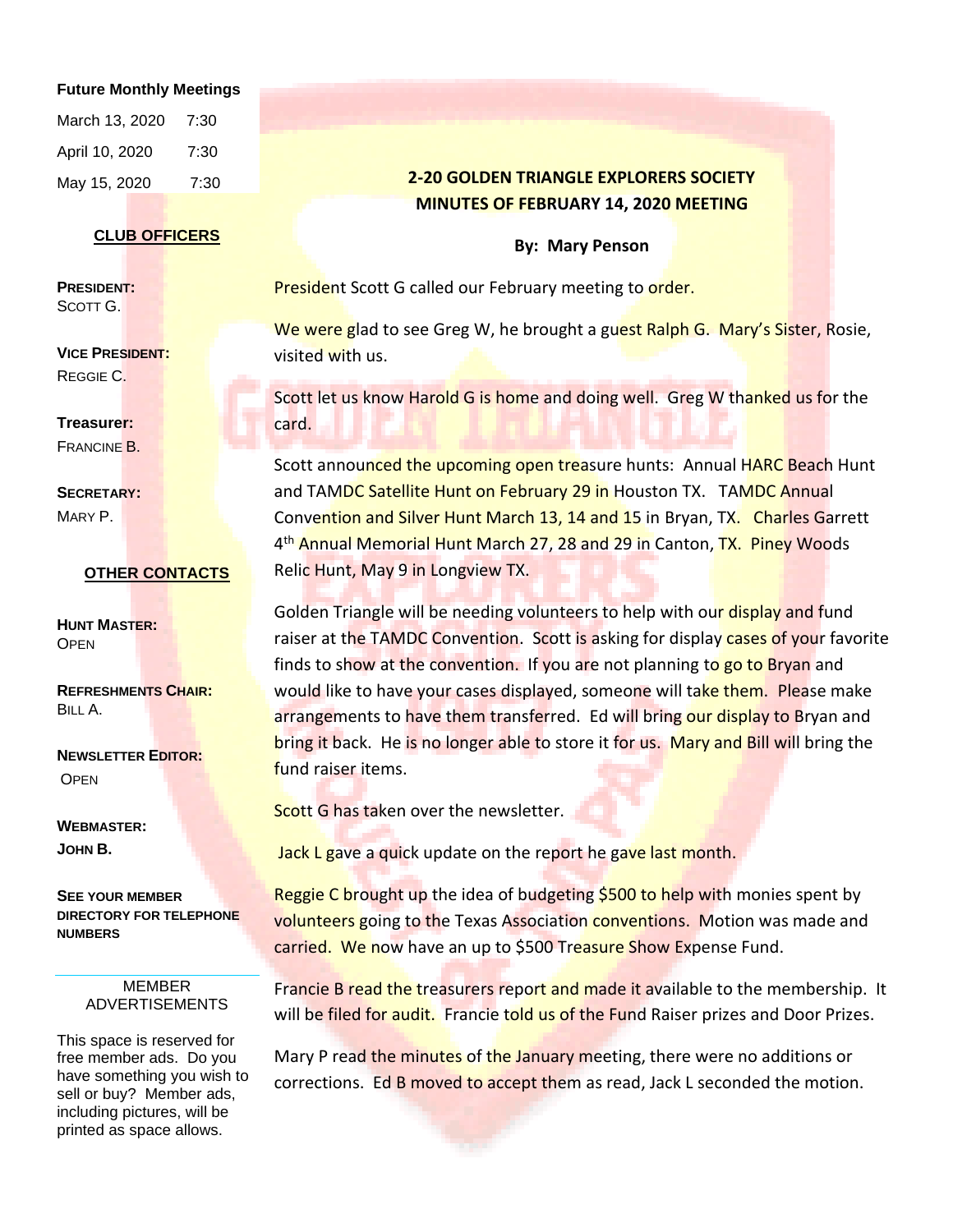**Future Monthly Meetings**

| | |
|---|---|
| March 13, 2020 | 7:30 |
| April 10, 2020 | 7:30 |
| May 15, 2020 | 7:30 |

**CLUB OFFICERS**

**PRESIDENT:**
SCOTT G.

**VICE PRESIDENT:**
REGGIE C.

**Treasurer:**
FRANCINE B.

**SECRETARY:**
MARY P.

**OTHER CONTACTS**

**HUNT MASTER:**
OPEN

**REFRESHMENTS CHAIR:**
BILL A.

**NEWSLETTER EDITOR:**
OPEN

**WEBMASTER:**
**JOHN B.**

**SEE YOUR MEMBER DIRECTORY FOR TELEPHONE NUMBERS**

MEMBER ADVERTISEMENTS

This space is reserved for free member ads. Do you have something you wish to sell or buy? Member ads, including pictures, will be printed as space allows.

## 2-20 GOLDEN TRIANGLE EXPLORERS SOCIETY
## MINUTES OF FEBRUARY 14, 2020 MEETING

**By: Mary Penson**

President Scott G called our February meeting to order.

We were glad to see Greg W, he brought a guest Ralph G. Mary's Sister, Rosie, visited with us.

Scott let us know Harold G is home and doing well. Greg W thanked us for the card.

Scott announced the upcoming open treasure hunts: Annual HARC Beach Hunt and TAMDC Satellite Hunt on February 29 in Houston TX. TAMDC Annual Convention and Silver Hunt March 13, 14 and 15 in Bryan, TX. Charles Garrett 4th Annual Memorial Hunt March 27, 28 and 29 in Canton, TX. Piney Woods Relic Hunt, May 9 in Longview TX.

Golden Triangle will be needing volunteers to help with our display and fund raiser at the TAMDC Convention. Scott is asking for display cases of your favorite finds to show at the convention. If you are not planning to go to Bryan and would like to have your cases displayed, someone will take them. Please make arrangements to have them transferred. Ed will bring our display to Bryan and bring it back. He is no longer able to store it for us. Mary and Bill will bring the fund raiser items.

Scott G has taken over the newsletter.

Jack L gave a quick update on the report he gave last month.

Reggie C brought up the idea of budgeting $500 to help with monies spent by volunteers going to the Texas Association conventions. Motion was made and carried. We now have an up to $500 Treasure Show Expense Fund.

Francie B read the treasurers report and made it available to the membership. It will be filed for audit. Francie told us of the Fund Raiser prizes and Door Prizes.

Mary P read the minutes of the January meeting, there were no additions or corrections. Ed B moved to accept them as read, Jack L seconded the motion.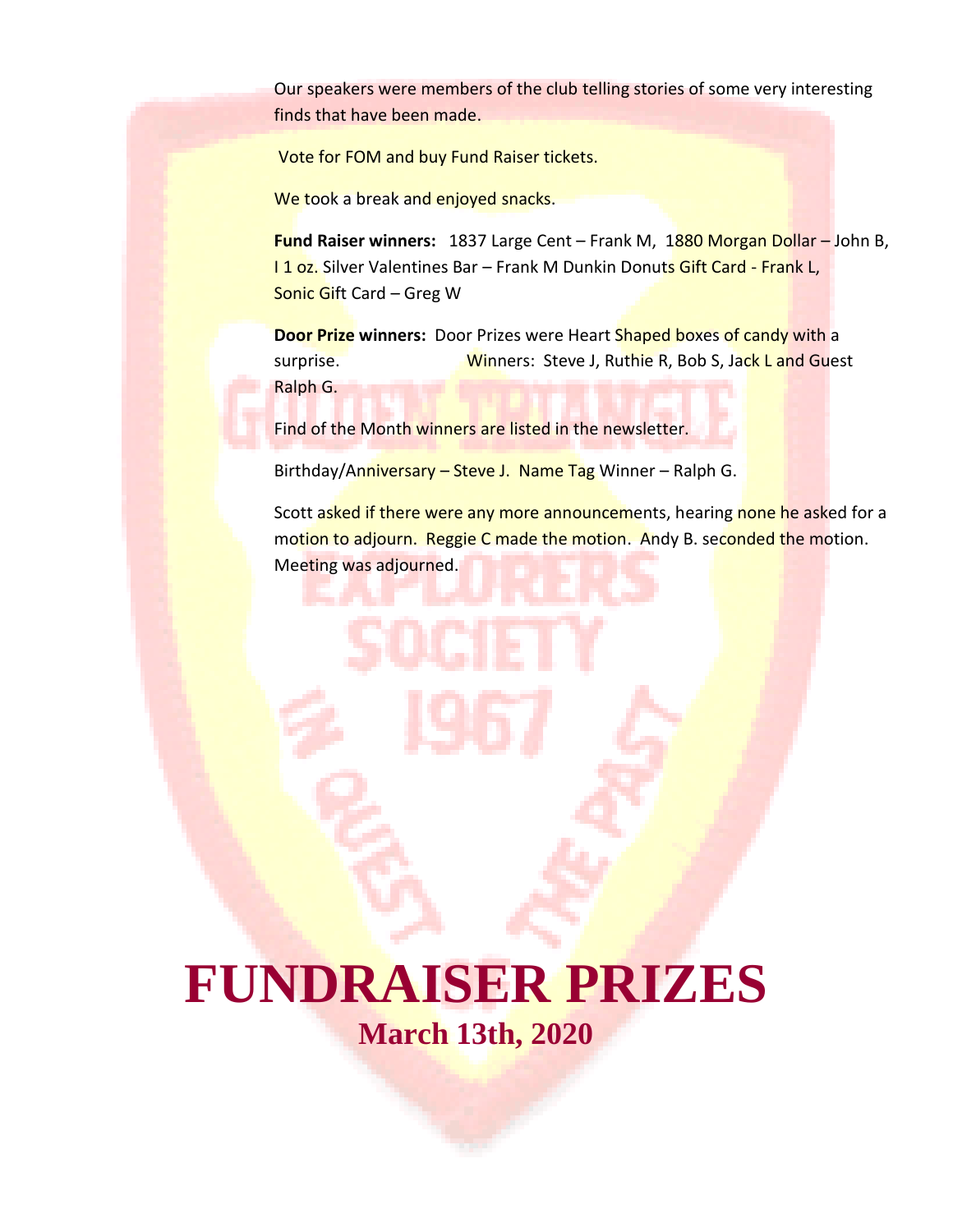Our speakers were members of the club telling stories of some very interesting finds that have been made.

Vote for FOM and buy Fund Raiser tickets.

We took a break and enjoyed snacks.

**Fund Raiser winners:** 1837 Large Cent – Frank M, 1880 Morgan Dollar – John B, I 1 oz. Silver Valentines Bar – Frank M Dunkin Donuts Gift Card - Frank L, Sonic Gift Card – Greg W

**Door Prize winners:** Door Prizes were Heart Shaped boxes of candy with a surprise. Winners: Steve J, Ruthie R, Bob S, Jack L and Guest Ralph G.

Find of the Month winners are listed in the newsletter.

Birthday/Anniversary – Steve J. Name Tag Winner – Ralph G.

Scott asked if there were any more announcements, hearing none he asked for a motion to adjourn. Reggie C made the motion. Andy B. seconded the motion. Meeting was adjourned.

# FUNDRAISER PRIZES

## March 13th, 2020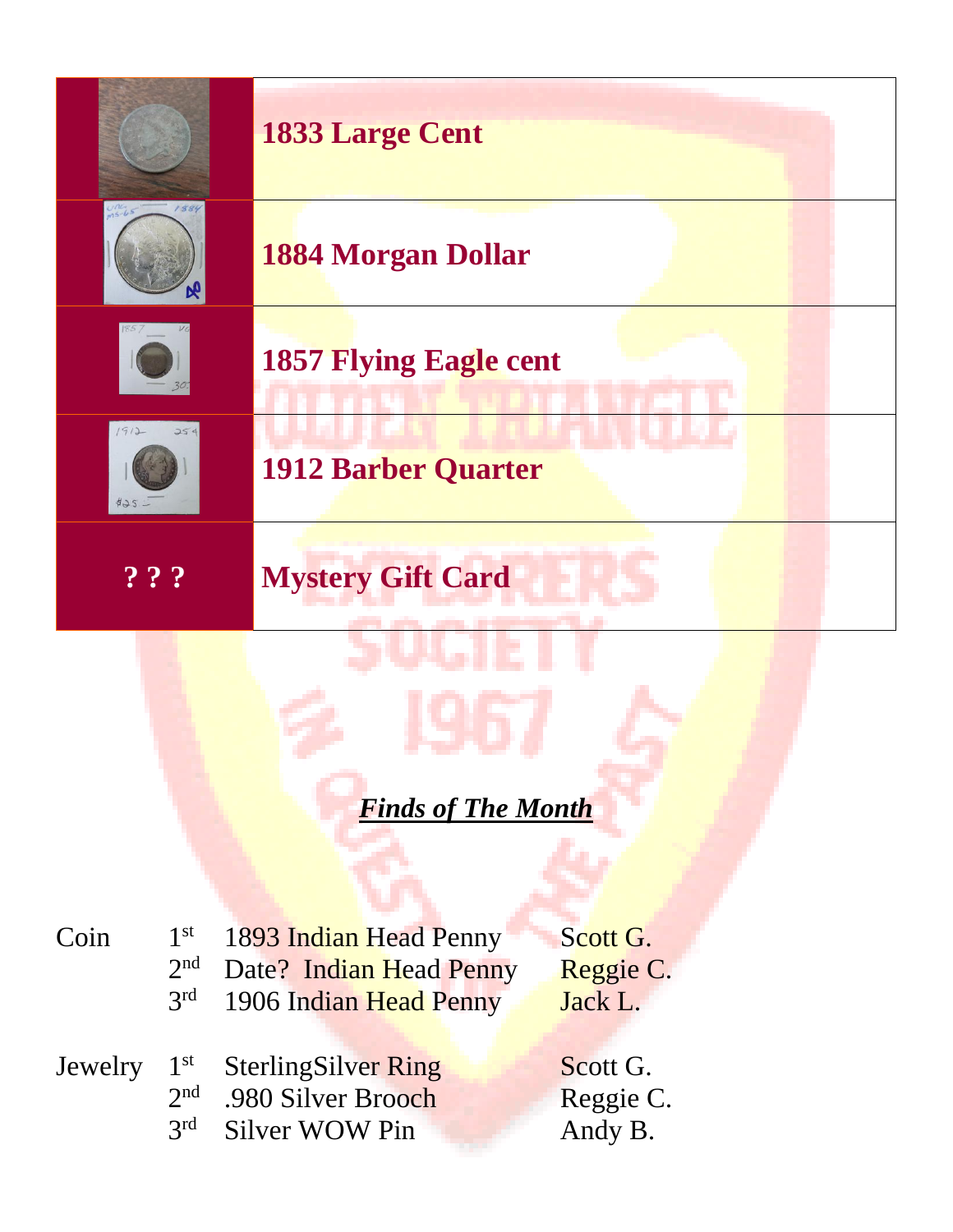| | |
|---|---|
| | **1833 Large Cent** |
| | **1884 Morgan Dollar** |
| | **1857 Flying Eagle cent** |
| | **1912 Barber Quarter** |
| **? ? ?** | **Mystery Gift Card** |

***Finds of The Month***

| | | | |
|---|---|---|---|
| Coin | 1st | 1893 Indian Head Penny | Scott G. |
| | 2nd | Date? Indian Head Penny | Reggie C. |
| | 3rd | 1906 Indian Head Penny | Jack L. |
| Jewelry | 1st | SterlingSilver Ring | Scott G. |
| | 2nd | .980 Silver Brooch | Reggie C. |
| | 3rd | Silver WOW Pin | Andy B. |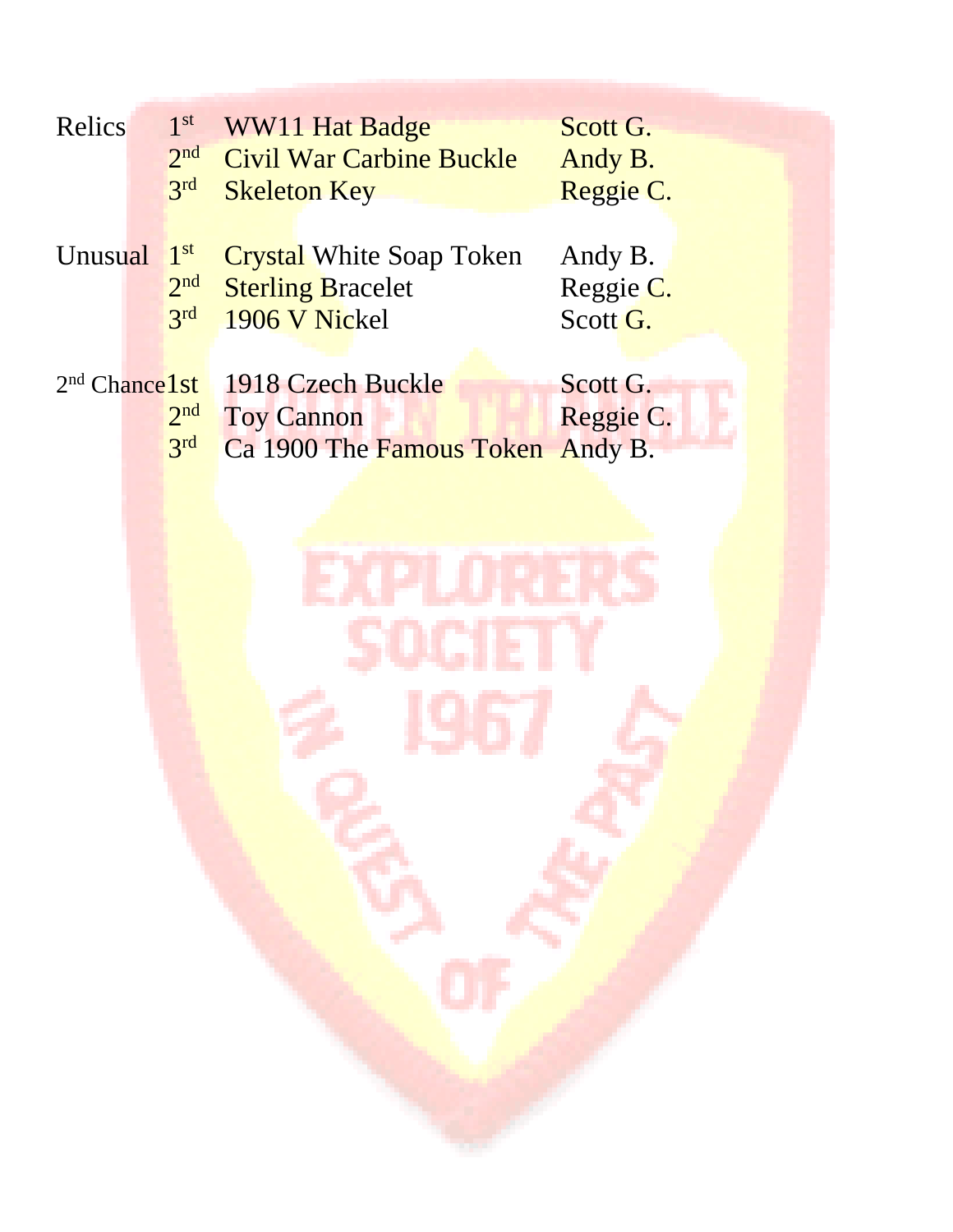| Category | Place | Item | Finder |
| --- | --- | --- | --- |
| Relics | 1st | WW11 Hat Badge | Scott G. |
| | 2nd | Civil War Carbine Buckle | Andy B. |
| | 3rd | Skeleton Key | Reggie C. |
| Unusual | 1st | Crystal White Soap Token | Andy B. |
| | 2nd | Sterling Bracelet | Reggie C. |
| | 3rd | 1906 V Nickel | Scott G. |
| 2nd Chance | 1st | 1918 Czech Buckle | Scott G. |
| | 2nd | Toy Cannon | Reggie C. |
| | 3rd | Ca 1900 The Famous Token | Andy B. |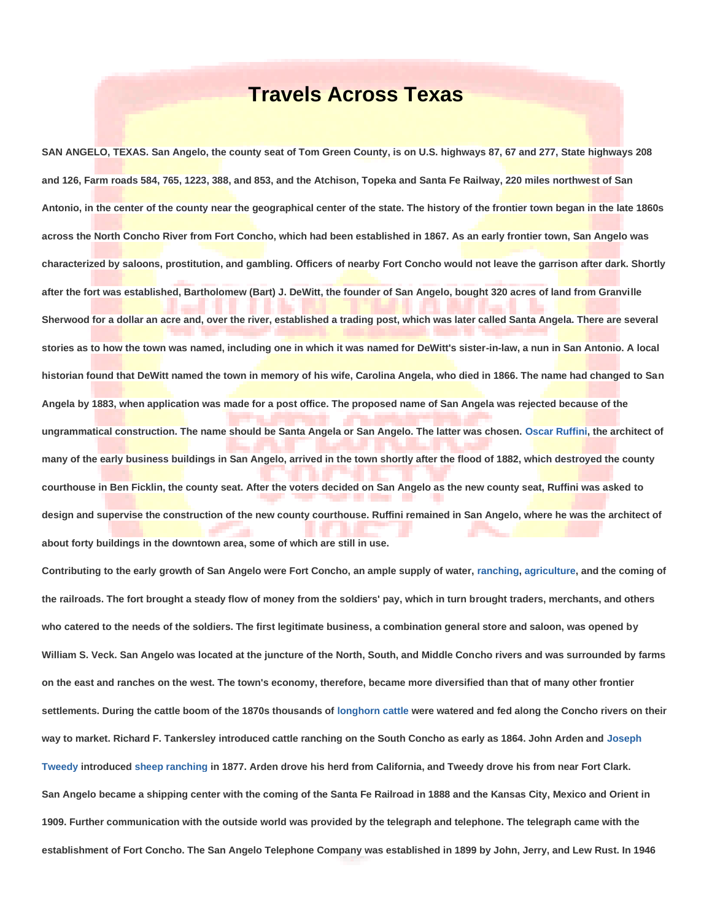# Travels Across Texas

**SAN ANGELO, TEXAS. San Angelo, the county seat of Tom Green County, is on U.S. highways 87, 67 and 277, State highways 208 and 126, Farm roads 584, 765, 1223, 388, and 853, and the Atchison, Topeka and Santa Fe Railway, 220 miles northwest of San Antonio, in the center of the county near the geographical center of the state. The history of the frontier town began in the late 1860s across the North Concho River from Fort Concho, which had been established in 1867. As an early frontier town, San Angelo was characterized by saloons, prostitution, and gambling. Officers of nearby Fort Concho would not leave the garrison after dark. Shortly after the fort was established, Bartholomew (Bart) J. DeWitt, the founder of San Angelo, bought 320 acres of land from Granville Sherwood for a dollar an acre and, over the river, established a trading post, which was later called Santa Angela. There are several stories as to how the town was named, including one in which it was named for DeWitt's sister-in-law, a nun in San Antonio. A local historian found that DeWitt named the town in memory of his wife, Carolina Angela, who died in 1866. The name had changed to San Angela by 1883, when application was made for a post office. The proposed name of San Angela was rejected because of the ungrammatical construction. The name should be Santa Angela or San Angelo. The latter was chosen. Oscar Ruffini, the architect of many of the early business buildings in San Angelo, arrived in the town shortly after the flood of 1882, which destroyed the county courthouse in Ben Ficklin, the county seat. After the voters decided on San Angelo as the new county seat, Ruffini was asked to design and supervise the construction of the new county courthouse. Ruffini remained in San Angelo, where he was the architect of about forty buildings in the downtown area, some of which are still in use.**

**Contributing to the early growth of San Angelo were Fort Concho, an ample supply of water, ranching, agriculture, and the coming of the railroads. The fort brought a steady flow of money from the soldiers' pay, which in turn brought traders, merchants, and others who catered to the needs of the soldiers. The first legitimate business, a combination general store and saloon, was opened by William S. Veck. San Angelo was located at the juncture of the North, South, and Middle Concho rivers and was surrounded by farms on the east and ranches on the west. The town's economy, therefore, became more diversified than that of many other frontier settlements. During the cattle boom of the 1870s thousands of longhorn cattle were watered and fed along the Concho rivers on their way to market. Richard F. Tankersley introduced cattle ranching on the South Concho as early as 1864. John Arden and Joseph Tweedy introduced sheep ranching in 1877. Arden drove his herd from California, and Tweedy drove his from near Fort Clark.**

**San Angelo became a shipping center with the coming of the Santa Fe Railroad in 1888 and the Kansas City, Mexico and Orient in 1909. Further communication with the outside world was provided by the telegraph and telephone. The telegraph came with the establishment of Fort Concho. The San Angelo Telephone Company was established in 1899 by John, Jerry, and Lew Rust. In 1946**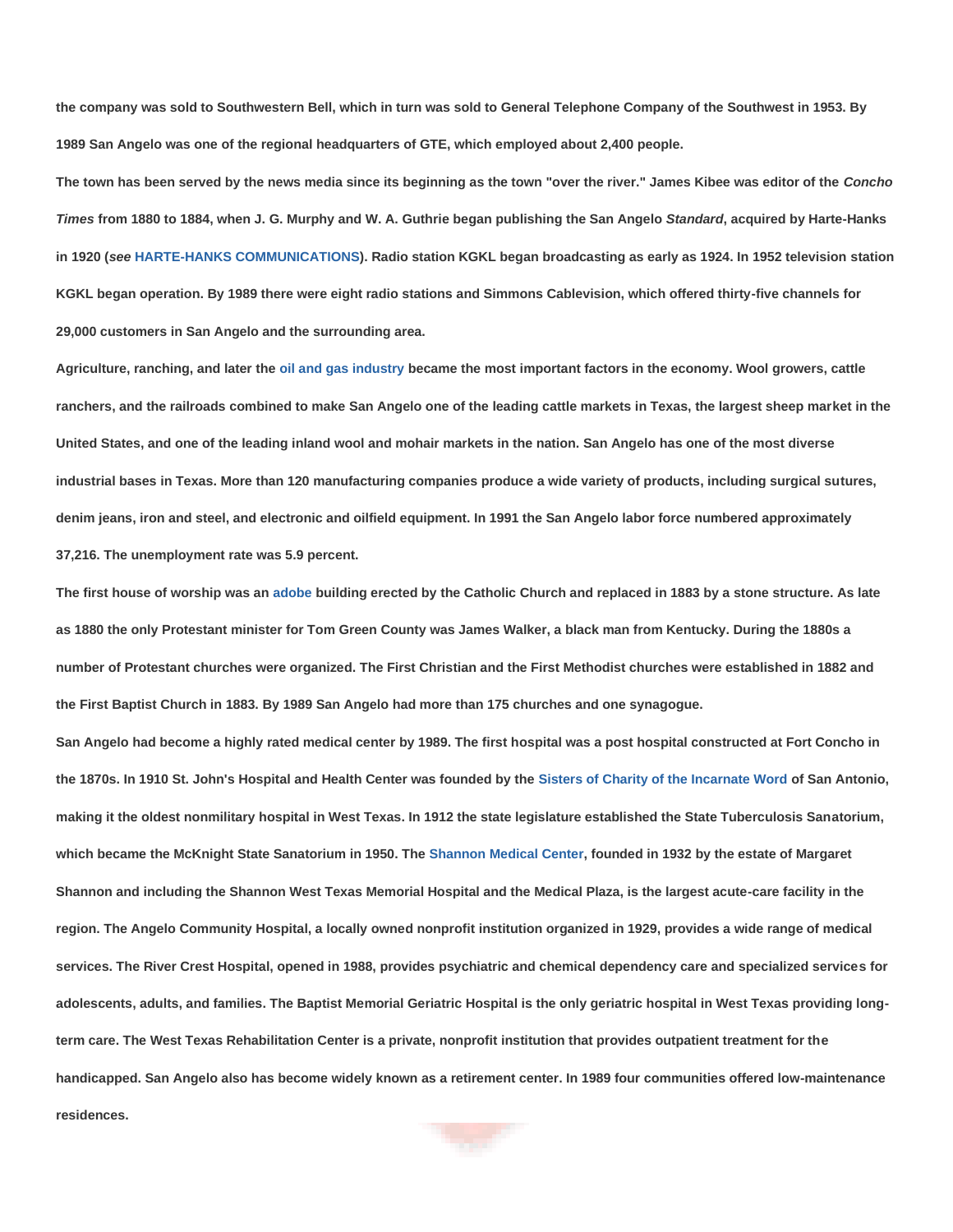the company was sold to Southwestern Bell, which in turn was sold to General Telephone Company of the Southwest in 1953. By 1989 San Angelo was one of the regional headquarters of GTE, which employed about 2,400 people.

The town has been served by the news media since its beginning as the town "over the river." James Kibee was editor of the *Concho Times* from 1880 to 1884, when J. G. Murphy and W. A. Guthrie began publishing the San Angelo *Standard*, acquired by Harte-Hanks in 1920 (*see* HARTE-HANKS COMMUNICATIONS). Radio station KGKL began broadcasting as early as 1924. In 1952 television station KGKL began operation. By 1989 there were eight radio stations and Simmons Cablevision, which offered thirty-five channels for 29,000 customers in San Angelo and the surrounding area.

Agriculture, ranching, and later the oil and gas industry became the most important factors in the economy. Wool growers, cattle ranchers, and the railroads combined to make San Angelo one of the leading cattle markets in Texas, the largest sheep market in the United States, and one of the leading inland wool and mohair markets in the nation. San Angelo has one of the most diverse industrial bases in Texas. More than 120 manufacturing companies produce a wide variety of products, including surgical sutures, denim jeans, iron and steel, and electronic and oilfield equipment. In 1991 the San Angelo labor force numbered approximately 37,216. The unemployment rate was 5.9 percent.

The first house of worship was an adobe building erected by the Catholic Church and replaced in 1883 by a stone structure. As late as 1880 the only Protestant minister for Tom Green County was James Walker, a black man from Kentucky. During the 1880s a number of Protestant churches were organized. The First Christian and the First Methodist churches were established in 1882 and the First Baptist Church in 1883. By 1989 San Angelo had more than 175 churches and one synagogue.

San Angelo had become a highly rated medical center by 1989. The first hospital was a post hospital constructed at Fort Concho in the 1870s. In 1910 St. John's Hospital and Health Center was founded by the Sisters of Charity of the Incarnate Word of San Antonio, making it the oldest nonmilitary hospital in West Texas. In 1912 the state legislature established the State Tuberculosis Sanatorium, which became the McKnight State Sanatorium in 1950. The Shannon Medical Center, founded in 1932 by the estate of Margaret Shannon and including the Shannon West Texas Memorial Hospital and the Medical Plaza, is the largest acute-care facility in the region. The Angelo Community Hospital, a locally owned nonprofit institution organized in 1929, provides a wide range of medical services. The River Crest Hospital, opened in 1988, provides psychiatric and chemical dependency care and specialized services for adolescents, adults, and families. The Baptist Memorial Geriatric Hospital is the only geriatric hospital in West Texas providing long-term care. The West Texas Rehabilitation Center is a private, nonprofit institution that provides outpatient treatment for the handicapped. San Angelo also has become widely known as a retirement center. In 1989 four communities offered low-maintenance residences.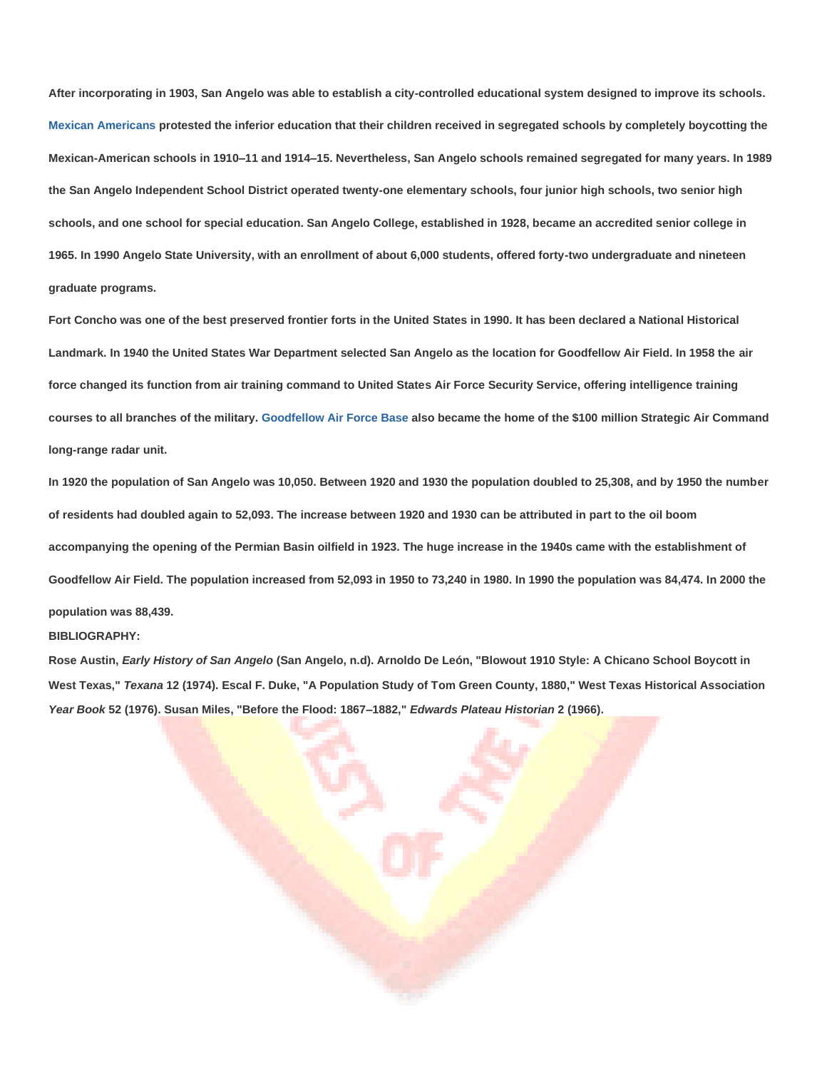After incorporating in 1903, San Angelo was able to establish a city-controlled educational system designed to improve its schools. Mexican Americans protested the inferior education that their children received in segregated schools by completely boycotting the Mexican-American schools in 1910–11 and 1914–15. Nevertheless, San Angelo schools remained segregated for many years. In 1989 the San Angelo Independent School District operated twenty-one elementary schools, four junior high schools, two senior high schools, and one school for special education. San Angelo College, established in 1928, became an accredited senior college in 1965. In 1990 Angelo State University, with an enrollment of about 6,000 students, offered forty-two undergraduate and nineteen graduate programs.

Fort Concho was one of the best preserved frontier forts in the United States in 1990. It has been declared a National Historical Landmark. In 1940 the United States War Department selected San Angelo as the location for Goodfellow Air Field. In 1958 the air force changed its function from air training command to United States Air Force Security Service, offering intelligence training courses to all branches of the military. Goodfellow Air Force Base also became the home of the $100 million Strategic Air Command long-range radar unit.

In 1920 the population of San Angelo was 10,050. Between 1920 and 1930 the population doubled to 25,308, and by 1950 the number of residents had doubled again to 52,093. The increase between 1920 and 1930 can be attributed in part to the oil boom accompanying the opening of the Permian Basin oilfield in 1923. The huge increase in the 1940s came with the establishment of Goodfellow Air Field. The population increased from 52,093 in 1950 to 73,240 in 1980. In 1990 the population was 84,474. In 2000 the population was 88,439.

**BIBLIOGRAPHY:**

Rose Austin, *Early History of San Angelo* (San Angelo, n.d). Arnoldo De León, "Blowout 1910 Style: A Chicano School Boycott in West Texas," *Texana* 12 (1974). Escal F. Duke, "A Population Study of Tom Green County, 1880," West Texas Historical Association *Year Book* 52 (1976). Susan Miles, "Before the Flood: 1867–1882," *Edwards Plateau Historian* 2 (1966).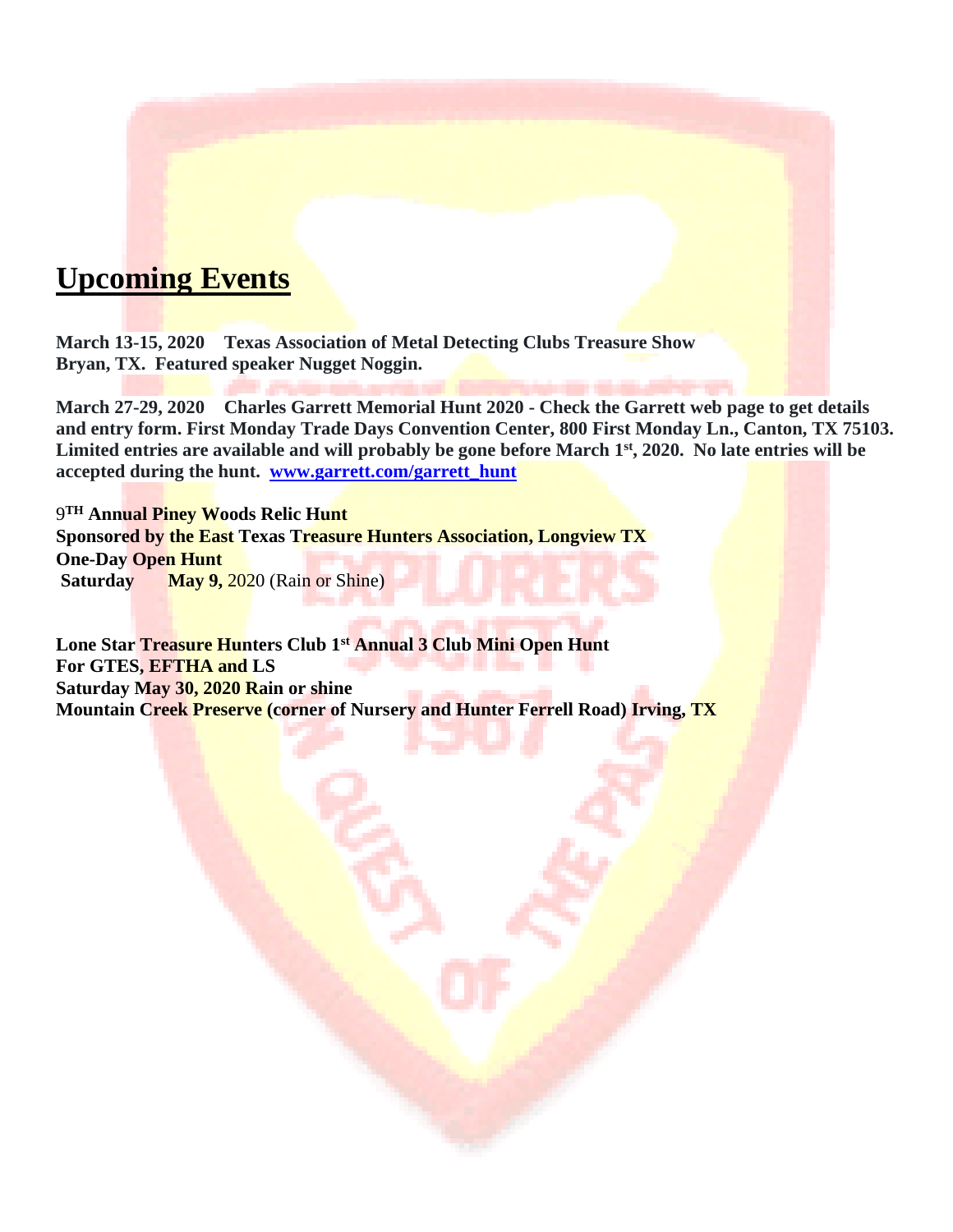# Upcoming Events

**March 13-15, 2020 Texas Association of Metal Detecting Clubs Treasure Show Bryan, TX. Featured speaker Nugget Noggin.**

**March 27-29, 2020 Charles Garrett Memorial Hunt 2020 - Check the Garrett web page to get details and entry form. First Monday Trade Days Convention Center, 800 First Monday Ln., Canton, TX 75103. Limited entries are available and will probably be gone before March 1st, 2020. No late entries will be accepted during the hunt. [www.garrett.com/garrett_hunt](www.garrett.com/garrett_hunt)**

9TH **Annual Piney Woods Relic Hunt**
**Sponsored by the East Texas Treasure Hunters Association, Longview TX**
**One-Day Open Hunt**
**Saturday May 9,** 2020 (Rain or Shine)

**Lone Star Treasure Hunters Club 1st Annual 3 Club Mini Open Hunt**
**For GTES, EFTHA and LS**
**Saturday May 30, 2020 Rain or shine**
**Mountain Creek Preserve (corner of Nursery and Hunter Ferrell Road) Irving, TX**